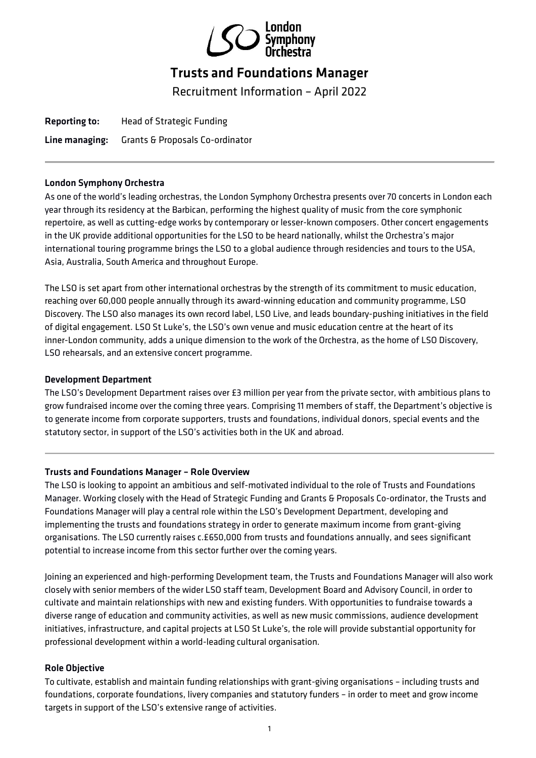# Trusts and Foundations Manager

Recruitment Information – April 2022

**Reporting to:** Head of Strategic Funding

**Line managing:** Grants & Proposals Co-ordinator

---

## London Symphony Orchestra

As one of the world's leading orchestras, the London Symphony Orchestra presents over 70 concerts in London each year through its residency at the Barbican, performing the highest quality of music from the core symphonic repertoire, as well as cutting-edge works by contemporary or lesser-known composers. Other concert engagements in the UK provide additional opportunities for the LSO to be heard nationally, whilst the Orchestra's major international touring programme brings the LSO to a global audience through residencies and tours to the USA, Asia, Australia, South America and throughout Europe.

The LSO is set apart from other international orchestras by the strength of its commitment to music education, reaching over 60,000 people annually through its award-winning education and community programme, LSO Discovery. The LSO also manages its own record label, LSO Live, and leads boundary-pushing initiatives in the field of digital engagement. LSO St Luke's, the LSO's own venue and music education centre at the heart of its inner-London community, adds a unique dimension to the work of the Orchestra, as the home of LSO Discovery, LSO rehearsals, and an extensive concert programme.

## Development Department

The LSO's Development Department raises over £3 million per year from the private sector, with ambitious plans to grow fundraised income over the coming three years. Comprising 11 members of staff, the Department's objective is to generate income from corporate supporters, trusts and foundations, individual donors, special events and the statutory sector, in support of the LSO's activities both in the UK and abroad.

---

## Trusts and Foundations Manager – Role Overview

The LSO is looking to appoint an ambitious and self-motivated individual to the role of Trusts and Foundations Manager. Working closely with the Head of Strategic Funding and Grants & Proposals Co-ordinator, the Trusts and Foundations Manager will play a central role within the LSO's Development Department, developing and implementing the trusts and foundations strategy in order to generate maximum income from grant-giving organisations. The LSO currently raises c.£650,000 from trusts and foundations annually, and sees significant potential to increase income from this sector further over the coming years.

Joining an experienced and high-performing Development team, the Trusts and Foundations Manager will also work closely with senior members of the wider LSO staff team, Development Board and Advisory Council, in order to cultivate and maintain relationships with new and existing funders. With opportunities to fundraise towards a diverse range of education and community activities, as well as new music commissions, audience development initiatives, infrastructure, and capital projects at LSO St Luke's, the role will provide substantial opportunity for professional development within a world-leading cultural organisation.

## Role Objective

To cultivate, establish and maintain funding relationships with grant-giving organisations – including trusts and foundations, corporate foundations, livery companies and statutory funders – in order to meet and grow income targets in support of the LSO's extensive range of activities.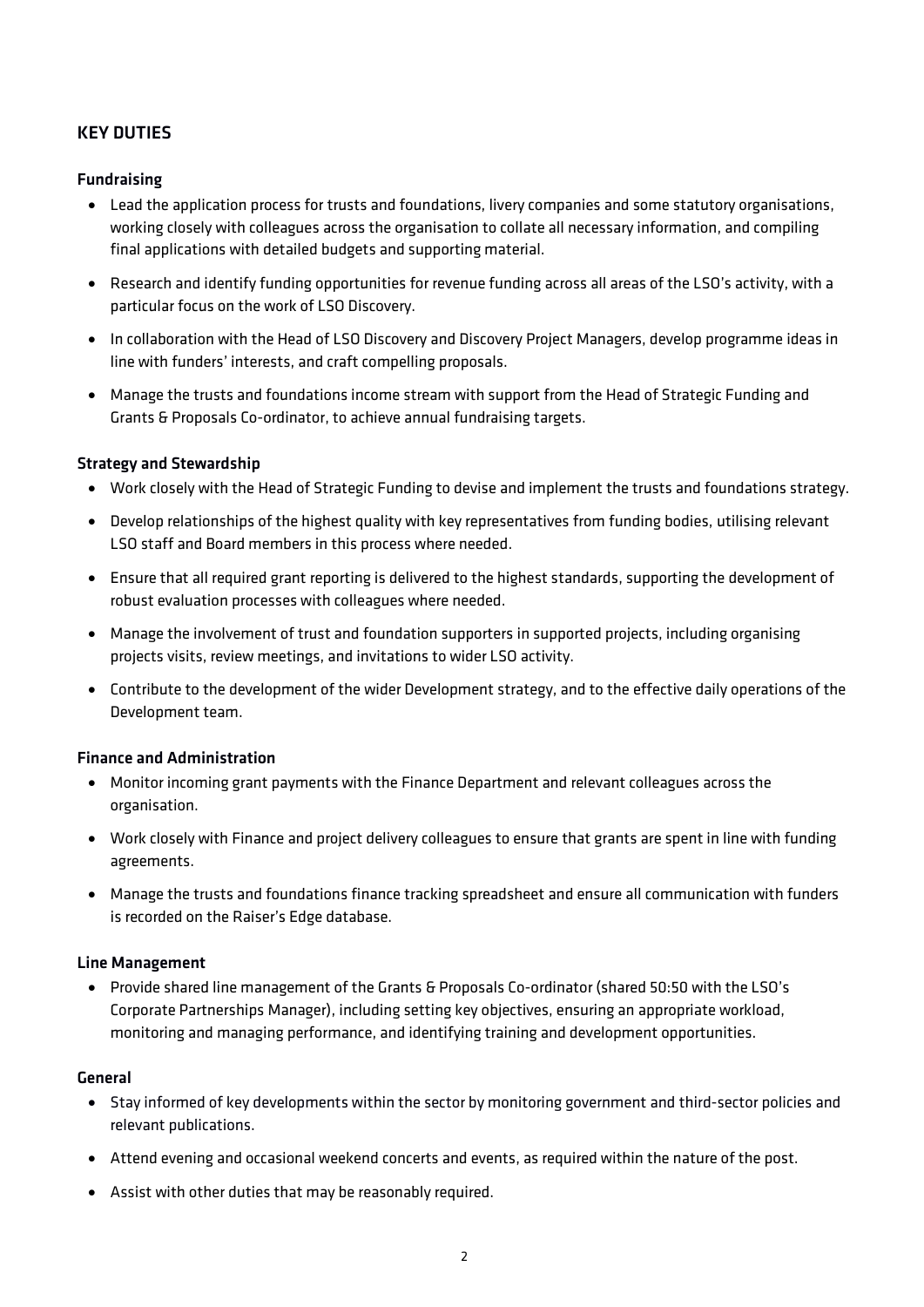## KEY DUTIES

### Fundraising

- Lead the application process for trusts and foundations, livery companies and some statutory organisations, working closely with colleagues across the organisation to collate all necessary information, and compiling final applications with detailed budgets and supporting material.
- Research and identify funding opportunities for revenue funding across all areas of the LSO's activity, with a particular focus on the work of LSO Discovery.
- In collaboration with the Head of LSO Discovery and Discovery Project Managers, develop programme ideas in line with funders' interests, and craft compelling proposals.
- Manage the trusts and foundations income stream with support from the Head of Strategic Funding and Grants & Proposals Co-ordinator, to achieve annual fundraising targets.

### Strategy and Stewardship

- Work closely with the Head of Strategic Funding to devise and implement the trusts and foundations strategy.
- Develop relationships of the highest quality with key representatives from funding bodies, utilising relevant LSO staff and Board members in this process where needed.
- Ensure that all required grant reporting is delivered to the highest standards, supporting the development of robust evaluation processes with colleagues where needed.
- Manage the involvement of trust and foundation supporters in supported projects, including organising projects visits, review meetings, and invitations to wider LSO activity.
- Contribute to the development of the wider Development strategy, and to the effective daily operations of the Development team.

### Finance and Administration

- Monitor incoming grant payments with the Finance Department and relevant colleagues across the organisation.
- Work closely with Finance and project delivery colleagues to ensure that grants are spent in line with funding agreements.
- Manage the trusts and foundations finance tracking spreadsheet and ensure all communication with funders is recorded on the Raiser's Edge database.

### Line Management

- Provide shared line management of the Grants & Proposals Co-ordinator (shared 50:50 with the LSO's Corporate Partnerships Manager), including setting key objectives, ensuring an appropriate workload, monitoring and managing performance, and identifying training and development opportunities.

### General

- Stay informed of key developments within the sector by monitoring government and third-sector policies and relevant publications.
- Attend evening and occasional weekend concerts and events, as required within the nature of the post.
- Assist with other duties that may be reasonably required.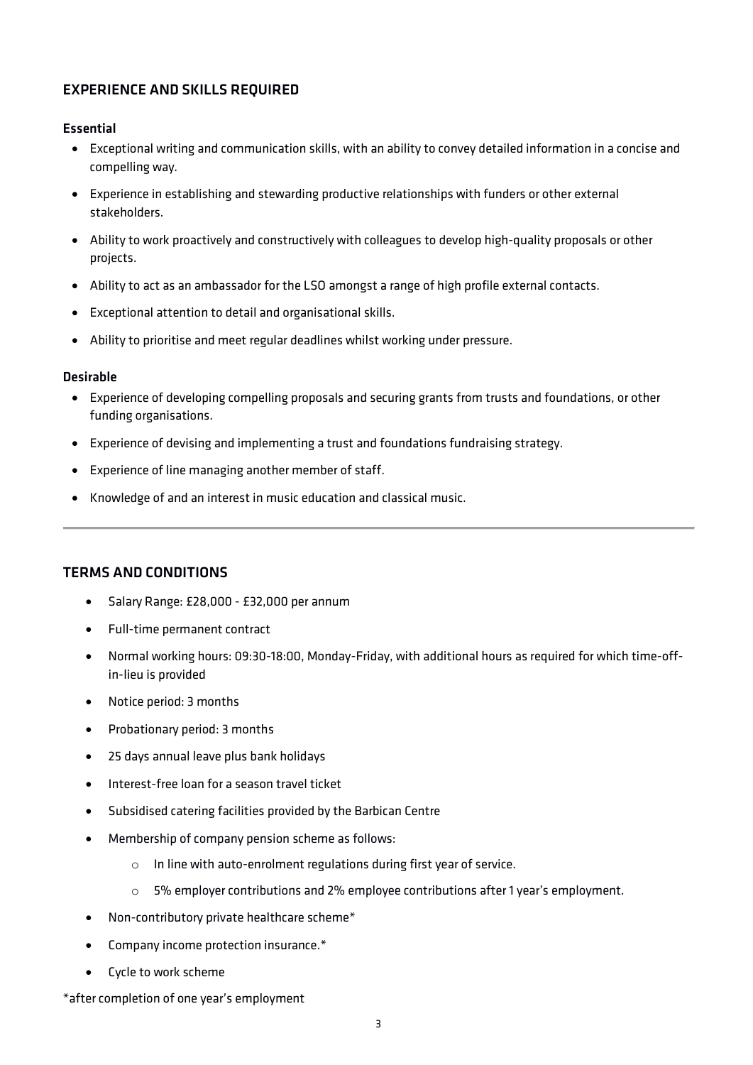## EXPERIENCE AND SKILLS REQUIRED

### Essential

- Exceptional writing and communication skills, with an ability to convey detailed information in a concise and compelling way.
- Experience in establishing and stewarding productive relationships with funders or other external stakeholders.
- Ability to work proactively and constructively with colleagues to develop high-quality proposals or other projects.
- Ability to act as an ambassador for the LSO amongst a range of high profile external contacts.
- Exceptional attention to detail and organisational skills.
- Ability to prioritise and meet regular deadlines whilst working under pressure.

### Desirable

- Experience of developing compelling proposals and securing grants from trusts and foundations, or other funding organisations.
- Experience of devising and implementing a trust and foundations fundraising strategy.
- Experience of line managing another member of staff.
- Knowledge of and an interest in music education and classical music.

---

## TERMS AND CONDITIONS

- Salary Range: £28,000 - £32,000 per annum
- Full-time permanent contract
- Normal working hours: 09:30-18:00, Monday-Friday, with additional hours as required for which time-off-in-lieu is provided
- Notice period: 3 months
- Probationary period: 3 months
- 25 days annual leave plus bank holidays
- Interest-free loan for a season travel ticket
- Subsidised catering facilities provided by the Barbican Centre
- Membership of company pension scheme as follows:
  - In line with auto-enrolment regulations during first year of service.
  - 5% employer contributions and 2% employee contributions after 1 year's employment.
- Non-contributory private healthcare scheme*
- Company income protection insurance.*
- Cycle to work scheme

*after completion of one year's employment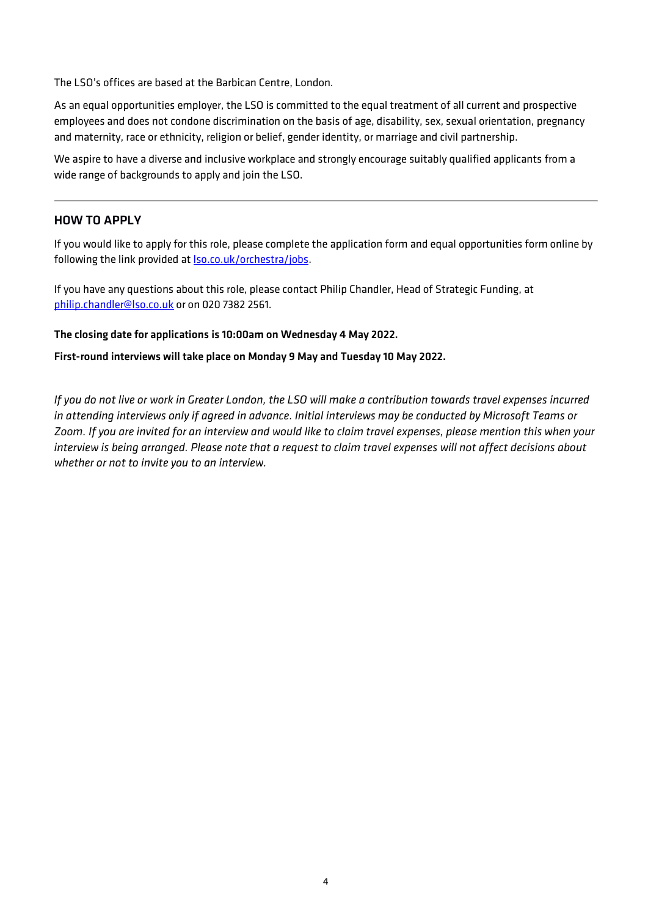The LSO's offices are based at the Barbican Centre, London.

As an equal opportunities employer, the LSO is committed to the equal treatment of all current and prospective employees and does not condone discrimination on the basis of age, disability, sex, sexual orientation, pregnancy and maternity, race or ethnicity, religion or belief, gender identity, or marriage and civil partnership.

We aspire to have a diverse and inclusive workplace and strongly encourage suitably qualified applicants from a wide range of backgrounds to apply and join the LSO.

---

## HOW TO APPLY

If you would like to apply for this role, please complete the application form and equal opportunities form online by following the link provided at [lso.co.uk/orchestra/jobs](lso.co.uk/orchestra/jobs).

If you have any questions about this role, please contact Philip Chandler, Head of Strategic Funding, at [philip.chandler@lso.co.uk](mailto:philip.chandler@lso.co.uk) or on 020 7382 2561.

**The closing date for applications is 10:00am on Wednesday 4 May 2022.**

**First-round interviews will take place on Monday 9 May and Tuesday 10 May 2022.**

*If you do not live or work in Greater London, the LSO will make a contribution towards travel expenses incurred in attending interviews only if agreed in advance. Initial interviews may be conducted by Microsoft Teams or Zoom. If you are invited for an interview and would like to claim travel expenses, please mention this when your interview is being arranged. Please note that a request to claim travel expenses will not affect decisions about whether or not to invite you to an interview.*